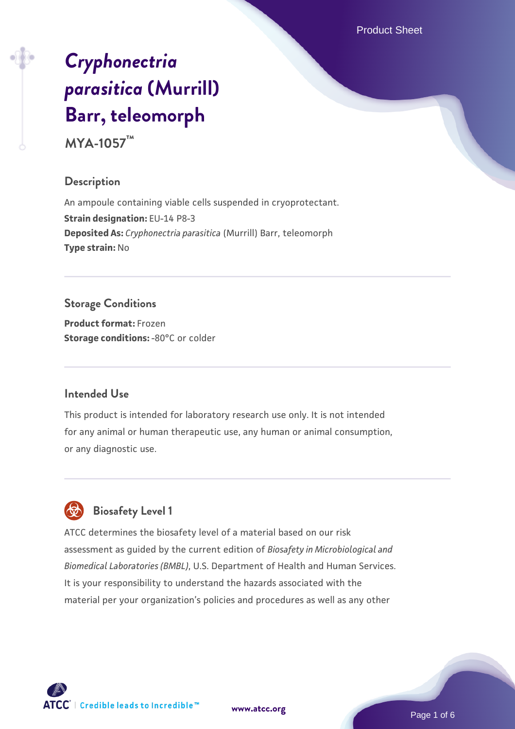# *Cryphonectria parasitica* (Murrill) Barr, teleomorph

**MYA-1057™**

## Description

An ampoule containing viable cells suspended in cryoprotectant.

**Strain designation:** EU-14 P8-3

**Deposited As:** *Cryphonectria parasitica* (Murrill) Barr, teleomorph

**Type strain:** No

## Storage Conditions

**Product format:** Frozen

**Storage conditions:** -80°C or colder

## Intended Use

This product is intended for laboratory research use only. It is not intended for any animal or human therapeutic use, any human or animal consumption, or any diagnostic use.

## Biosafety Level 1

ATCC determines the biosafety level of a material based on our risk assessment as guided by the current edition of *Biosafety in Microbiological and Biomedical Laboratories (BMBL)*, U.S. Department of Health and Human Services. It is your responsibility to understand the hazards associated with the material per your organization's policies and procedures as well as any other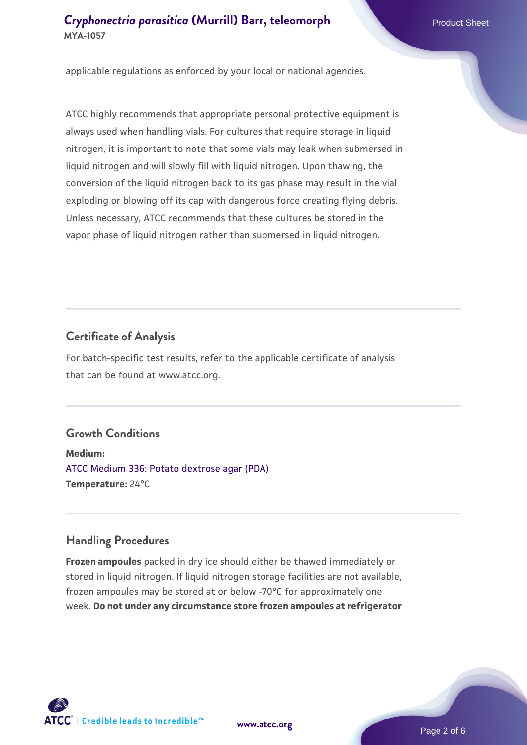applicable regulations as enforced by your local or national agencies.

ATCC highly recommends that appropriate personal protective equipment is always used when handling vials. For cultures that require storage in liquid nitrogen, it is important to note that some vials may leak when submersed in liquid nitrogen and will slowly fill with liquid nitrogen. Upon thawing, the conversion of the liquid nitrogen back to its gas phase may result in the vial exploding or blowing off its cap with dangerous force creating flying debris. Unless necessary, ATCC recommends that these cultures be stored in the vapor phase of liquid nitrogen rather than submersed in liquid nitrogen.

## Certificate of Analysis

For batch-specific test results, refer to the applicable certificate of analysis that can be found at www.atcc.org.

## Growth Conditions

**Medium:**
ATCC Medium 336: Potato dextrose agar (PDA)
**Temperature:** 24°C

## Handling Procedures

**Frozen ampoules** packed in dry ice should either be thawed immediately or stored in liquid nitrogen. If liquid nitrogen storage facilities are not available, frozen ampoules may be stored at or below -70°C for approximately one week. **Do not under any circumstance store frozen ampoules at refrigerator**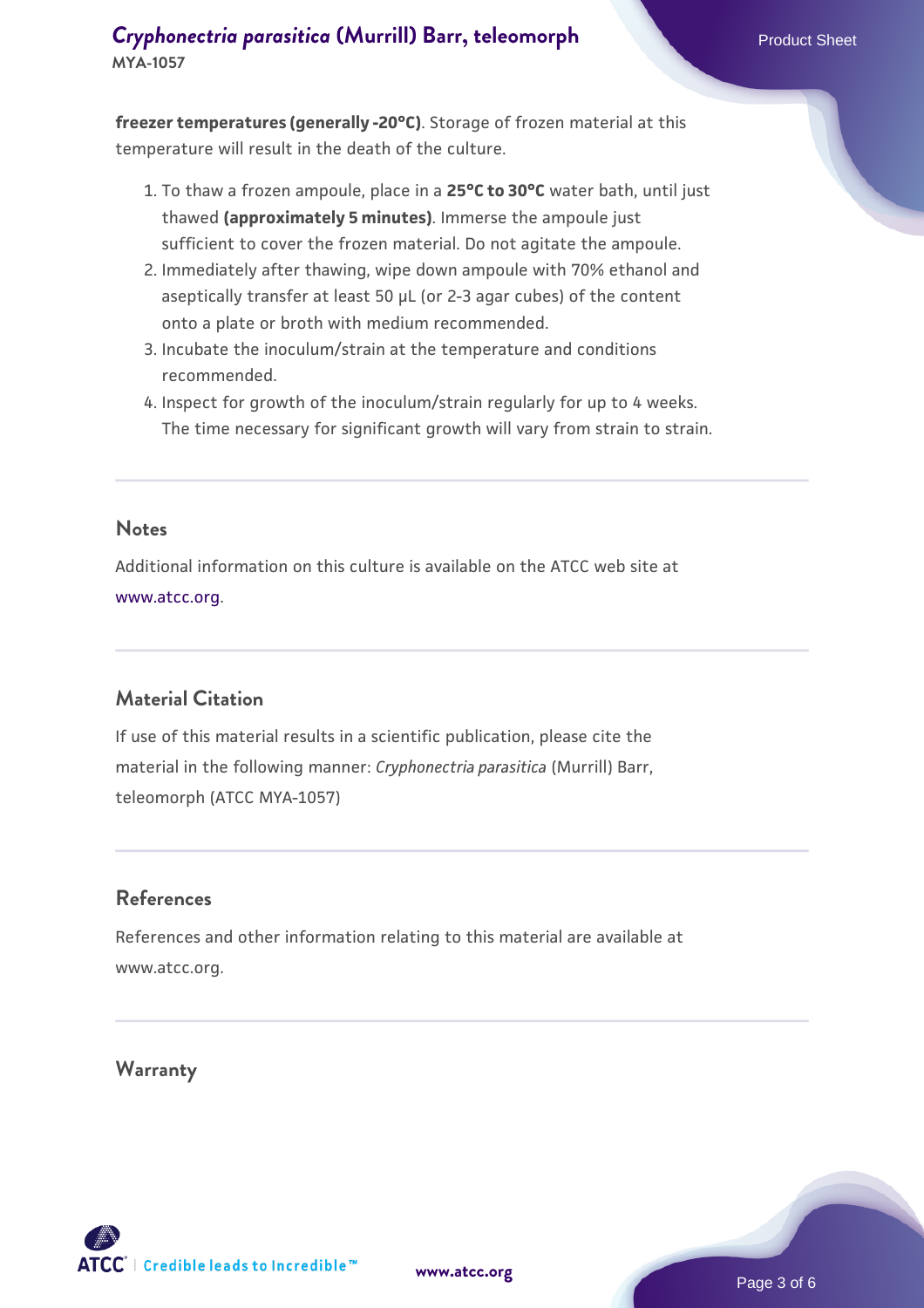**freezer temperatures (generally -20°C)**. Storage of frozen material at this temperature will result in the death of the culture.

1. To thaw a frozen ampoule, place in a **25°C to 30°C** water bath, until just thawed **(approximately 5 minutes)**. Immerse the ampoule just sufficient to cover the frozen material. Do not agitate the ampoule.
2. Immediately after thawing, wipe down ampoule with 70% ethanol and aseptically transfer at least 50 µL (or 2-3 agar cubes) of the content onto a plate or broth with medium recommended.
3. Incubate the inoculum/strain at the temperature and conditions recommended.
4. Inspect for growth of the inoculum/strain regularly for up to 4 weeks. The time necessary for significant growth will vary from strain to strain.

## Notes

Additional information on this culture is available on the ATCC web site at www.atcc.org.

## Material Citation

If use of this material results in a scientific publication, please cite the material in the following manner: *Cryphonectria parasitica* (Murrill) Barr, teleomorph (ATCC MYA-1057)

## References

References and other information relating to this material are available at www.atcc.org.

## Warranty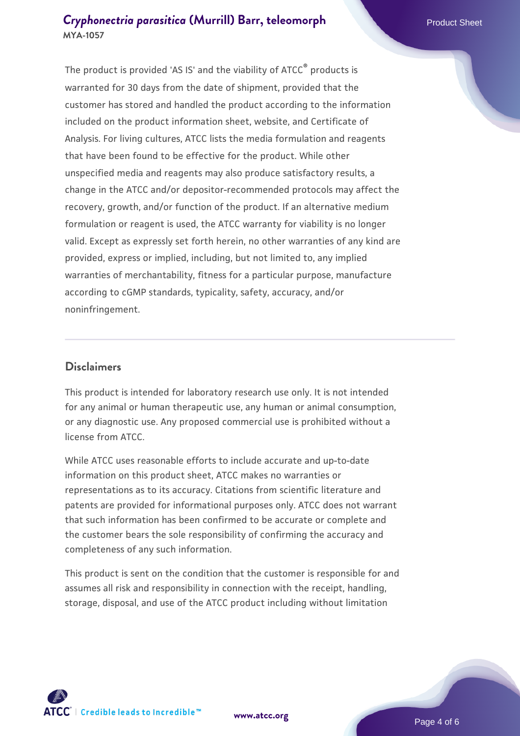The product is provided 'AS IS' and the viability of ATCC® products is warranted for 30 days from the date of shipment, provided that the customer has stored and handled the product according to the information included on the product information sheet, website, and Certificate of Analysis. For living cultures, ATCC lists the media formulation and reagents that have been found to be effective for the product. While other unspecified media and reagents may also produce satisfactory results, a change in the ATCC and/or depositor-recommended protocols may affect the recovery, growth, and/or function of the product. If an alternative medium formulation or reagent is used, the ATCC warranty for viability is no longer valid. Except as expressly set forth herein, no other warranties of any kind are provided, express or implied, including, but not limited to, any implied warranties of merchantability, fitness for a particular purpose, manufacture according to cGMP standards, typicality, safety, accuracy, and/or noninfringement.

## Disclaimers

This product is intended for laboratory research use only. It is not intended for any animal or human therapeutic use, any human or animal consumption, or any diagnostic use. Any proposed commercial use is prohibited without a license from ATCC.

While ATCC uses reasonable efforts to include accurate and up-to-date information on this product sheet, ATCC makes no warranties or representations as to its accuracy. Citations from scientific literature and patents are provided for informational purposes only. ATCC does not warrant that such information has been confirmed to be accurate or complete and the customer bears the sole responsibility of confirming the accuracy and completeness of any such information.

This product is sent on the condition that the customer is responsible for and assumes all risk and responsibility in connection with the receipt, handling, storage, disposal, and use of the ATCC product including without limitation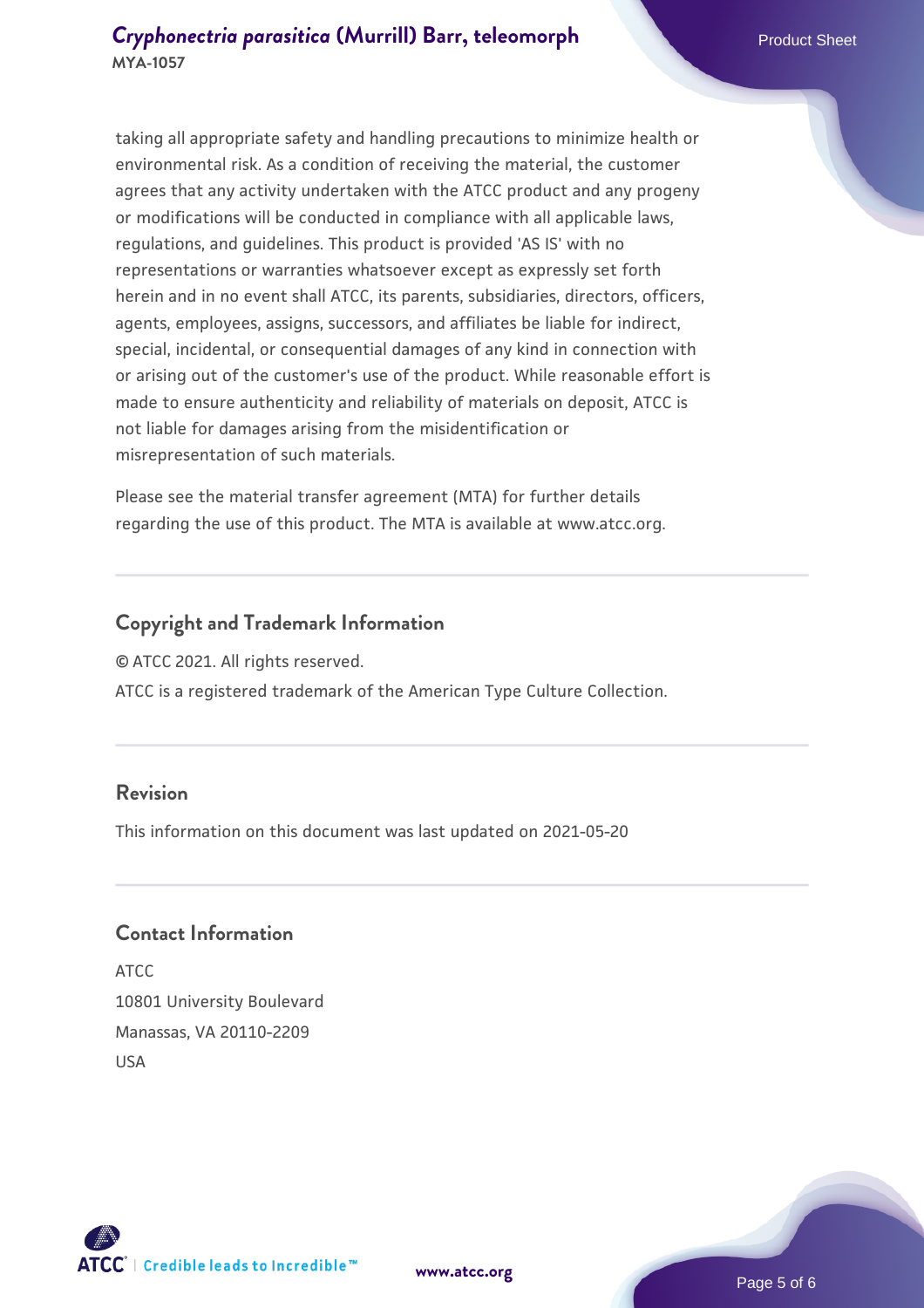taking all appropriate safety and handling precautions to minimize health or environmental risk. As a condition of receiving the material, the customer agrees that any activity undertaken with the ATCC product and any progeny or modifications will be conducted in compliance with all applicable laws, regulations, and guidelines. This product is provided 'AS IS' with no representations or warranties whatsoever except as expressly set forth herein and in no event shall ATCC, its parents, subsidiaries, directors, officers, agents, employees, assigns, successors, and affiliates be liable for indirect, special, incidental, or consequential damages of any kind in connection with or arising out of the customer's use of the product. While reasonable effort is made to ensure authenticity and reliability of materials on deposit, ATCC is not liable for damages arising from the misidentification or misrepresentation of such materials.

Please see the material transfer agreement (MTA) for further details regarding the use of this product. The MTA is available at www.atcc.org.

## Copyright and Trademark Information

© ATCC 2021. All rights reserved.

ATCC is a registered trademark of the American Type Culture Collection.

## Revision

This information on this document was last updated on 2021-05-20

## Contact Information

ATCC
10801 University Boulevard
Manassas, VA 20110-2209
USA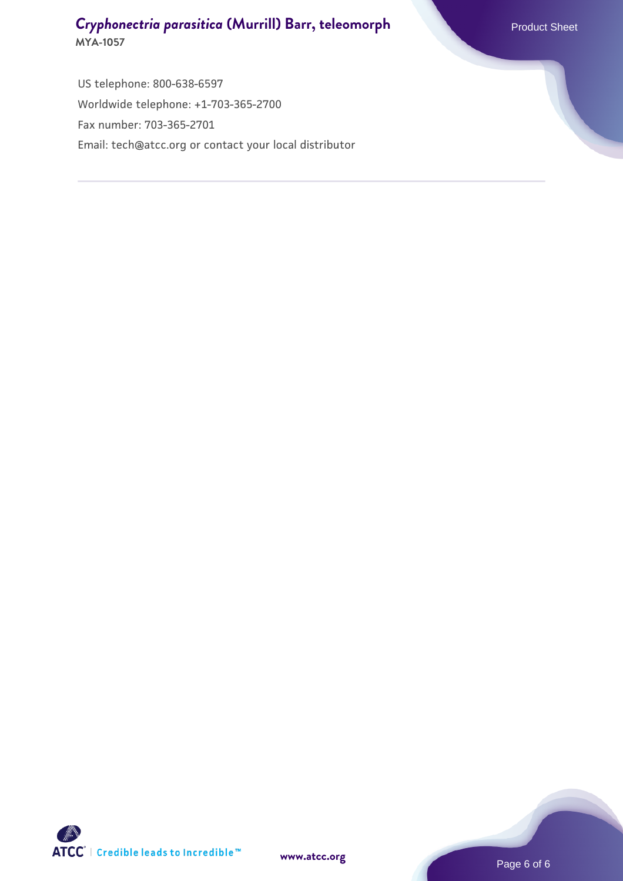US telephone: 800-638-6597

Worldwide telephone: +1-703-365-2700

Fax number: 703-365-2701

Email: tech@atcc.org or contact your local distributor